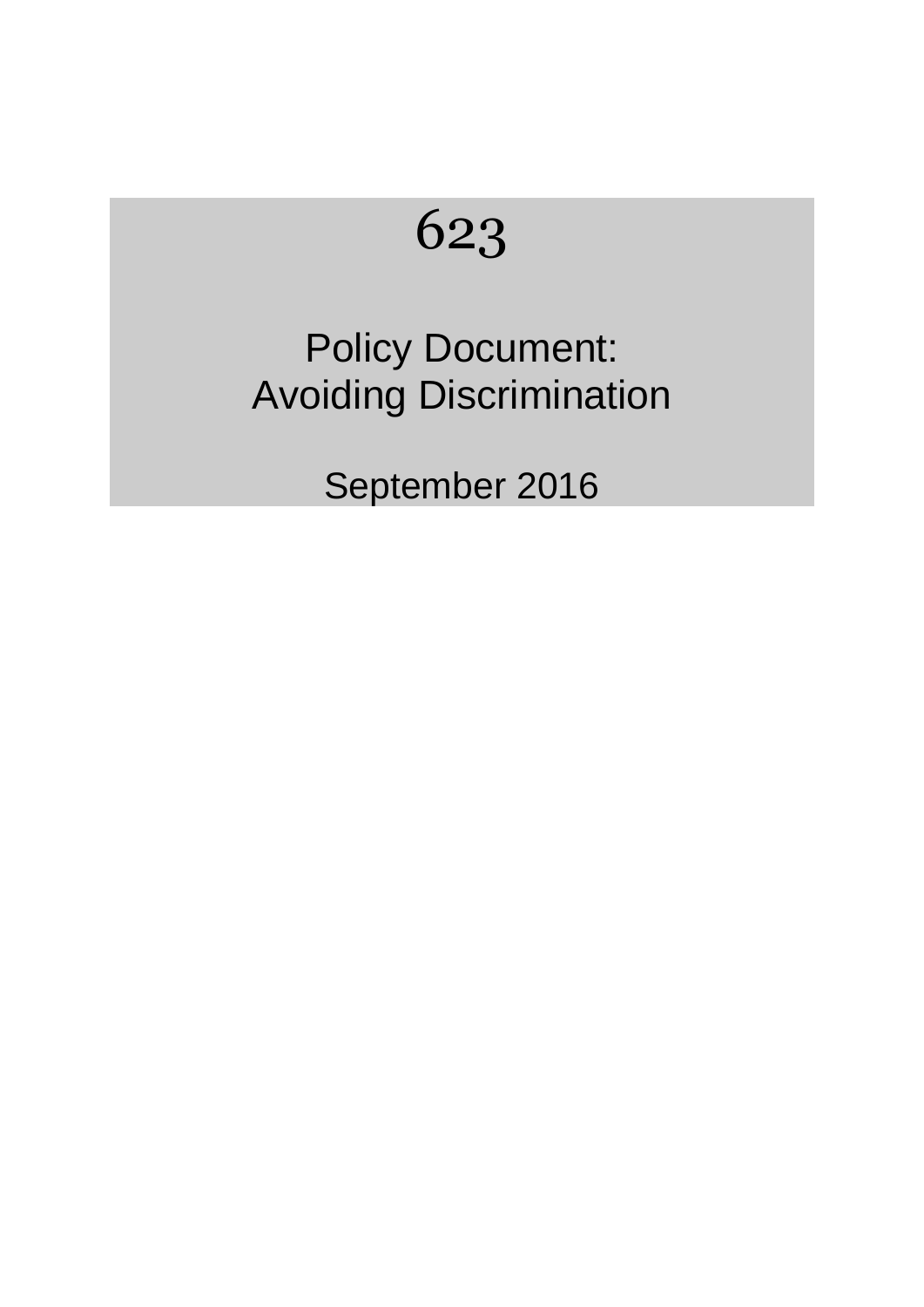# 623

## Policy Document: Avoiding Discrimination

September 2016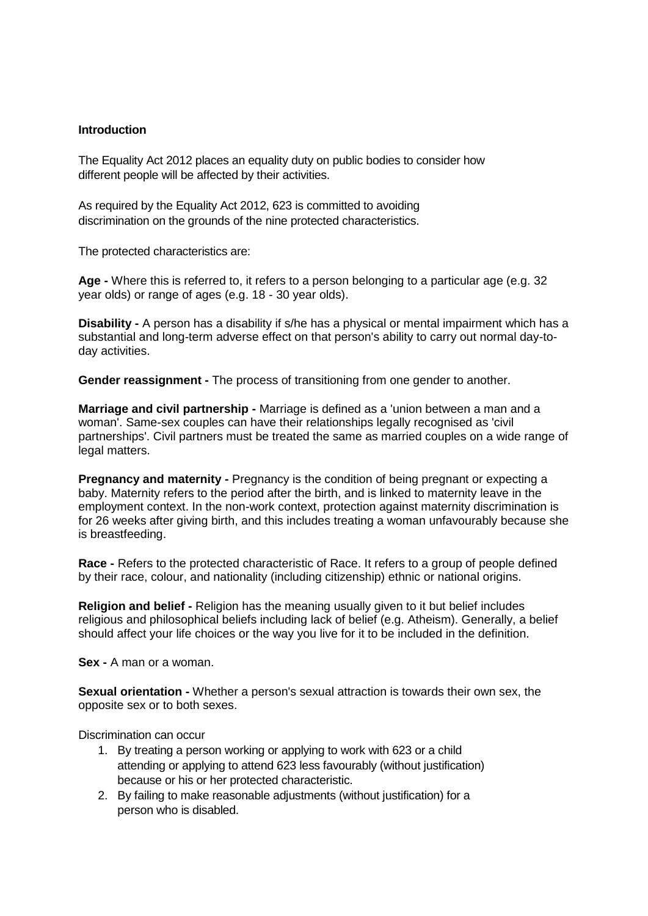**Introduction**

The Equality Act 2012 places an equality duty on public bodies to consider how different people will be affected by their activities.

As required by the Equality Act 2012, 623 is committed to avoiding discrimination on the grounds of the nine protected characteristics.

The protected characteristics are:

**Age -** Where this is referred to, it refers to a person belonging to a particular age (e.g. 32 year olds) or range of ages (e.g. 18 - 30 year olds).

**Disability -** A person has a disability if s/he has a physical or mental impairment which has a substantial and long-term adverse effect on that person's ability to carry out normal day-to-day activities.

**Gender reassignment -** The process of transitioning from one gender to another.

**Marriage and civil partnership -** Marriage is defined as a 'union between a man and a woman'. Same-sex couples can have their relationships legally recognised as 'civil partnerships'. Civil partners must be treated the same as married couples on a wide range of legal matters.

**Pregnancy and maternity -** Pregnancy is the condition of being pregnant or expecting a baby. Maternity refers to the period after the birth, and is linked to maternity leave in the employment context. In the non-work context, protection against maternity discrimination is for 26 weeks after giving birth, and this includes treating a woman unfavourably because she is breastfeeding.

**Race -** Refers to the protected characteristic of Race. It refers to a group of people defined by their race, colour, and nationality (including citizenship) ethnic or national origins.

**Religion and belief -** Religion has the meaning usually given to it but belief includes religious and philosophical beliefs including lack of belief (e.g. Atheism). Generally, a belief should affect your life choices or the way you live for it to be included in the definition.

**Sex -** A man or a woman.

**Sexual orientation -** Whether a person's sexual attraction is towards their own sex, the opposite sex or to both sexes.

Discrimination can occur

1. By treating a person working or applying to work with 623 or a child attending or applying to attend 623 less favourably (without justification) because or his or her protected characteristic.
2. By failing to make reasonable adjustments (without justification) for a person who is disabled.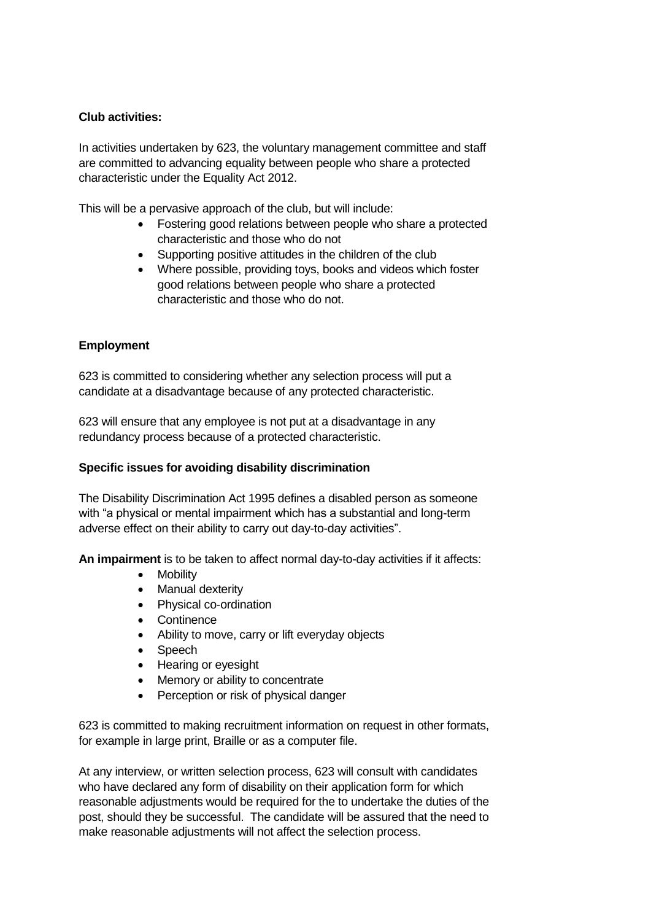**Club activities:**

In activities undertaken by 623, the voluntary management committee and staff are committed to advancing equality between people who share a protected characteristic under the Equality Act 2012.

This will be a pervasive approach of the club, but will include:

- Fostering good relations between people who share a protected characteristic and those who do not
- Supporting positive attitudes in the children of the club
- Where possible, providing toys, books and videos which foster good relations between people who share a protected characteristic and those who do not.

**Employment**

623 is committed to considering whether any selection process will put a candidate at a disadvantage because of any protected characteristic.

623 will ensure that any employee is not put at a disadvantage in any redundancy process because of a protected characteristic.

**Specific issues for avoiding disability discrimination**

The Disability Discrimination Act 1995 defines a disabled person as someone with "a physical or mental impairment which has a substantial and long-term adverse effect on their ability to carry out day-to-day activities".

**An impairment** is to be taken to affect normal day-to-day activities if it affects:

- Mobility
- Manual dexterity
- Physical co-ordination
- Continence
- Ability to move, carry or lift everyday objects
- Speech
- Hearing or eyesight
- Memory or ability to concentrate
- Perception or risk of physical danger

623 is committed to making recruitment information on request in other formats, for example in large print, Braille or as a computer file.

At any interview, or written selection process, 623 will consult with candidates who have declared any form of disability on their application form for which reasonable adjustments would be required for the to undertake the duties of the post, should they be successful. The candidate will be assured that the need to make reasonable adjustments will not affect the selection process.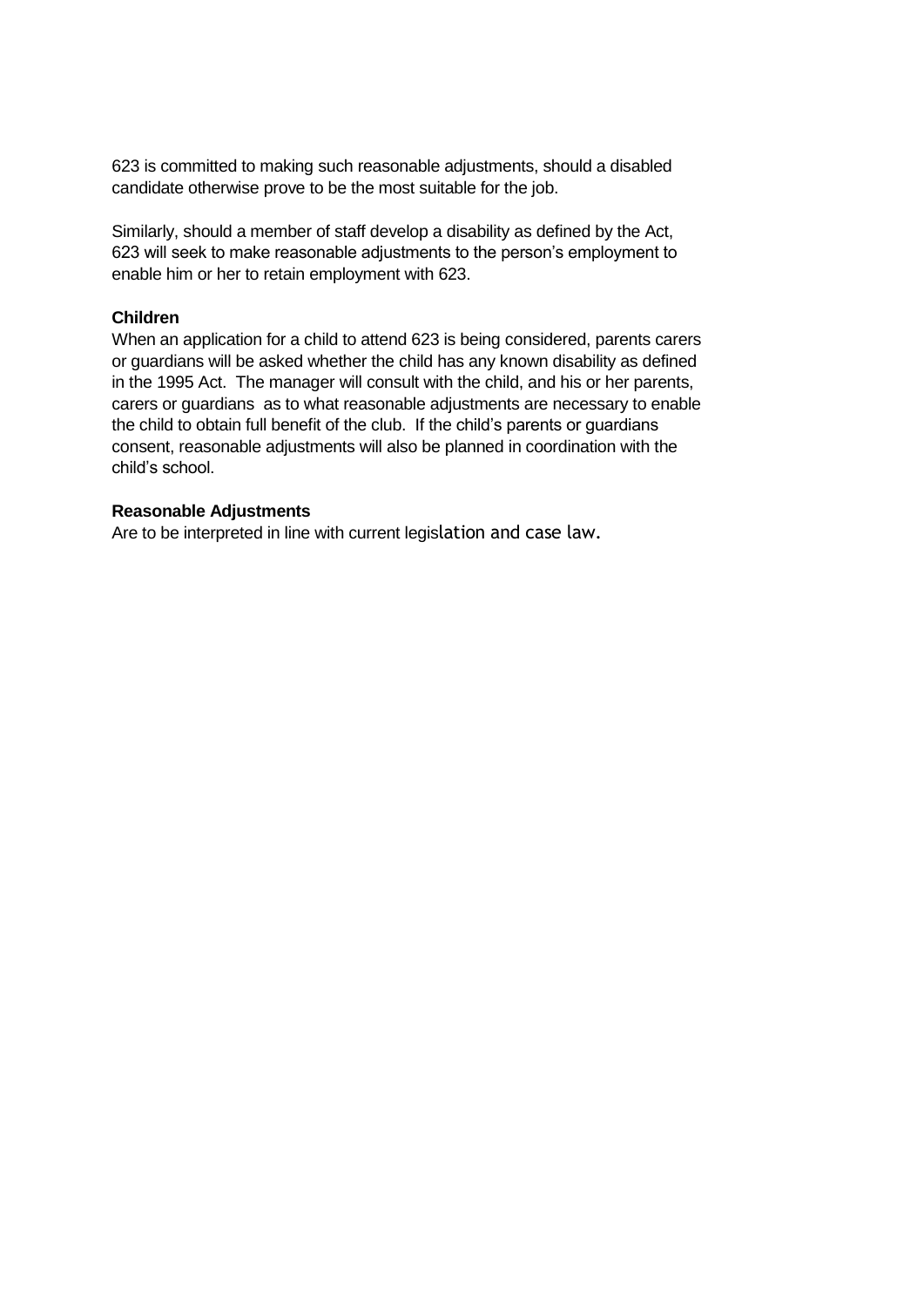623 is committed to making such reasonable adjustments, should a disabled candidate otherwise prove to be the most suitable for the job.

Similarly, should a member of staff develop a disability as defined by the Act, 623 will seek to make reasonable adjustments to the person's employment to enable him or her to retain employment with 623.

**Children**

When an application for a child to attend 623 is being considered, parents carers or guardians will be asked whether the child has any known disability as defined in the 1995 Act. The manager will consult with the child, and his or her parents, carers or guardians as to what reasonable adjustments are necessary to enable the child to obtain full benefit of the club. If the child's parents or guardians consent, reasonable adjustments will also be planned in coordination with the child's school.

**Reasonable Adjustments**

Are to be interpreted in line with current legislation and case law.